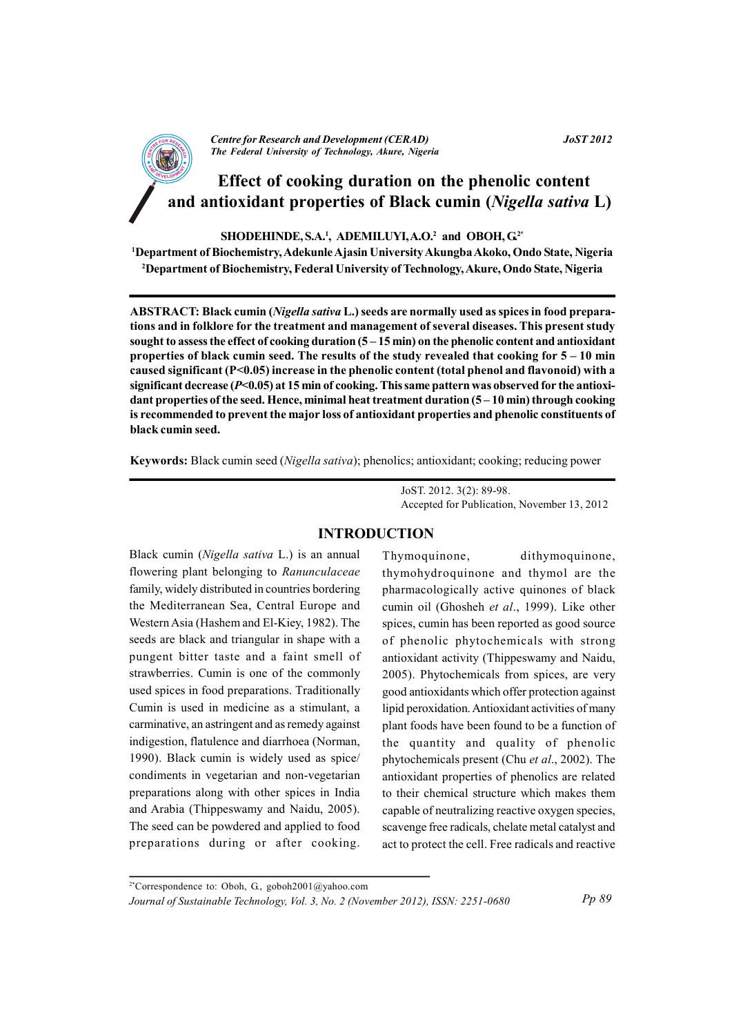# Effect of cooking duration on the phenolic content and antioxidant properties of Black cumin (*Nigella sativa* L)

**SHODEHINDE, S.A.[1], ADEMILUYI, A.O.[2] and OBOH, G.[2*]**

[1]Department of Biochemistry, Adekunle Ajasin University Akungba Akoko, Ondo State, Nigeria

[2]Department of Biochemistry, Federal University of Technology, Akure, Ondo State, Nigeria

**ABSTRACT: Black cumin (*Nigella sativa* L.) seeds are normally used as spices in food preparations and in folklore for the treatment and management of several diseases. This present study sought to assess the effect of cooking duration (5 – 15 min) on the phenolic content and antioxidant properties of black cumin seed. The results of the study revealed that cooking for 5 – 10 min caused significant (P<0.05) increase in the phenolic content (total phenol and flavonoid) with a significant decrease (*P*<0.05) at 15 min of cooking. This same pattern was observed for the antioxidant properties of the seed. Hence, minimal heat treatment duration (5 – 10 min) through cooking is recommended to prevent the major loss of antioxidant properties and phenolic constituents of black cumin seed.**

**Keywords:** Black cumin seed (*Nigella sativa*); phenolics; antioxidant; cooking; reducing power

JoST. 2012. 3(2): 89-98.
Accepted for Publication, November 13, 2012

## INTRODUCTION

Black cumin (*Nigella sativa* L.) is an annual flowering plant belonging to *Ranunculaceae* family, widely distributed in countries bordering the Mediterranean Sea, Central Europe and Western Asia (Hashem and El-Kiey, 1982). The seeds are black and triangular in shape with a pungent bitter taste and a faint smell of strawberries. Cumin is one of the commonly used spices in food preparations. Traditionally Cumin is used in medicine as a stimulant, a carminative, an astringent and as remedy against indigestion, flatulence and diarrhoea (Norman, 1990). Black cumin is widely used as spice/condiments in vegetarian and non-vegetarian preparations along with other spices in India and Arabia (Thippeswamy and Naidu, 2005). The seed can be powdered and applied to food preparations during or after cooking. Thymoquinone, dithymoquinone, thymohydroquinone and thymol are the pharmacologically active quinones of black cumin oil (Ghosheh *et al*., 1999). Like other spices, cumin has been reported as good source of phenolic phytochemicals with strong antioxidant activity (Thippeswamy and Naidu, 2005). Phytochemicals from spices, are very good antioxidants which offer protection against lipid peroxidation. Antioxidant activities of many plant foods have been found to be a function of the quantity and quality of phenolic phytochemicals present (Chu *et al*., 2002). The antioxidant properties of phenolics are related to their chemical structure which makes them capable of neutralizing reactive oxygen species, scavenge free radicals, chelate metal catalyst and act to protect the cell. Free radicals and reactive

[2*]Correspondence to: Oboh, G., goboh2001@yahoo.com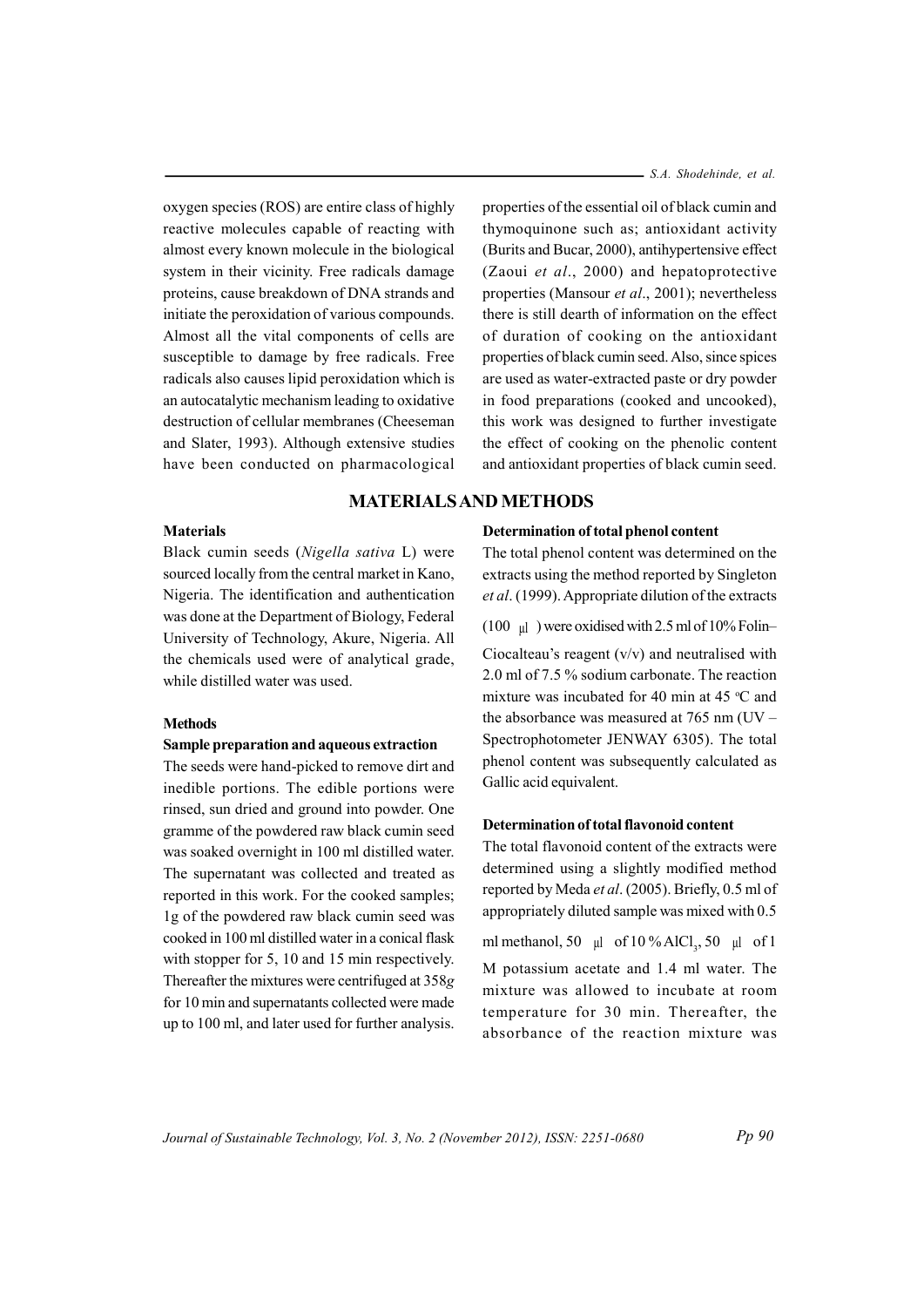oxygen species (ROS) are entire class of highly reactive molecules capable of reacting with almost every known molecule in the biological system in their vicinity. Free radicals damage proteins, cause breakdown of DNA strands and initiate the peroxidation of various compounds. Almost all the vital components of cells are susceptible to damage by free radicals. Free radicals also causes lipid peroxidation which is an autocatalytic mechanism leading to oxidative destruction of cellular membranes (Cheeseman and Slater, 1993). Although extensive studies have been conducted on pharmacological properties of the essential oil of black cumin and thymoquinone such as; antioxidant activity (Burits and Bucar, 2000), antihypertensive effect (Zaoui *et al*., 2000) and hepatoprotective properties (Mansour *et al*., 2001); nevertheless there is still dearth of information on the effect of duration of cooking on the antioxidant properties of black cumin seed. Also, since spices are used as water-extracted paste or dry powder in food preparations (cooked and uncooked), this work was designed to further investigate the effect of cooking on the phenolic content and antioxidant properties of black cumin seed.

## MATERIALS AND METHODS

### Materials

Black cumin seeds (*Nigella sativa* L) were sourced locally from the central market in Kano, Nigeria. The identification and authentication was done at the Department of Biology, Federal University of Technology, Akure, Nigeria. All the chemicals used were of analytical grade, while distilled water was used.

### Methods

#### Sample preparation and aqueous extraction

The seeds were hand-picked to remove dirt and inedible portions. The edible portions were rinsed, sun dried and ground into powder. One gramme of the powdered raw black cumin seed was soaked overnight in 100 ml distilled water. The supernatant was collected and treated as reported in this work. For the cooked samples; 1g of the powdered raw black cumin seed was cooked in 100 ml distilled water in a conical flask with stopper for 5, 10 and 15 min respectively. Thereafter the mixtures were centrifuged at 358*g* for 10 min and supernatants collected were made up to 100 ml, and later used for further analysis.

#### Determination of total phenol content

The total phenol content was determined on the extracts using the method reported by Singleton *et al*. (1999). Appropriate dilution of the extracts (100 μl) were oxidised with 2.5 ml of 10% Folin–Ciocalteau's reagent (v/v) and neutralised with 2.0 ml of 7.5 % sodium carbonate. The reaction mixture was incubated for 40 min at 45 °C and the absorbance was measured at 765 nm (UV – Spectrophotometer JENWAY 6305). The total phenol content was subsequently calculated as Gallic acid equivalent.

#### Determination of total flavonoid content

The total flavonoid content of the extracts were determined using a slightly modified method reported by Meda *et al*. (2005). Briefly, 0.5 ml of appropriately diluted sample was mixed with 0.5 ml methanol, 50 μl of 10 % $AlCl_3$, 50 μl of 1 M potassium acetate and 1.4 ml water. The mixture was allowed to incubate at room temperature for 30 min. Thereafter, the absorbance of the reaction mixture was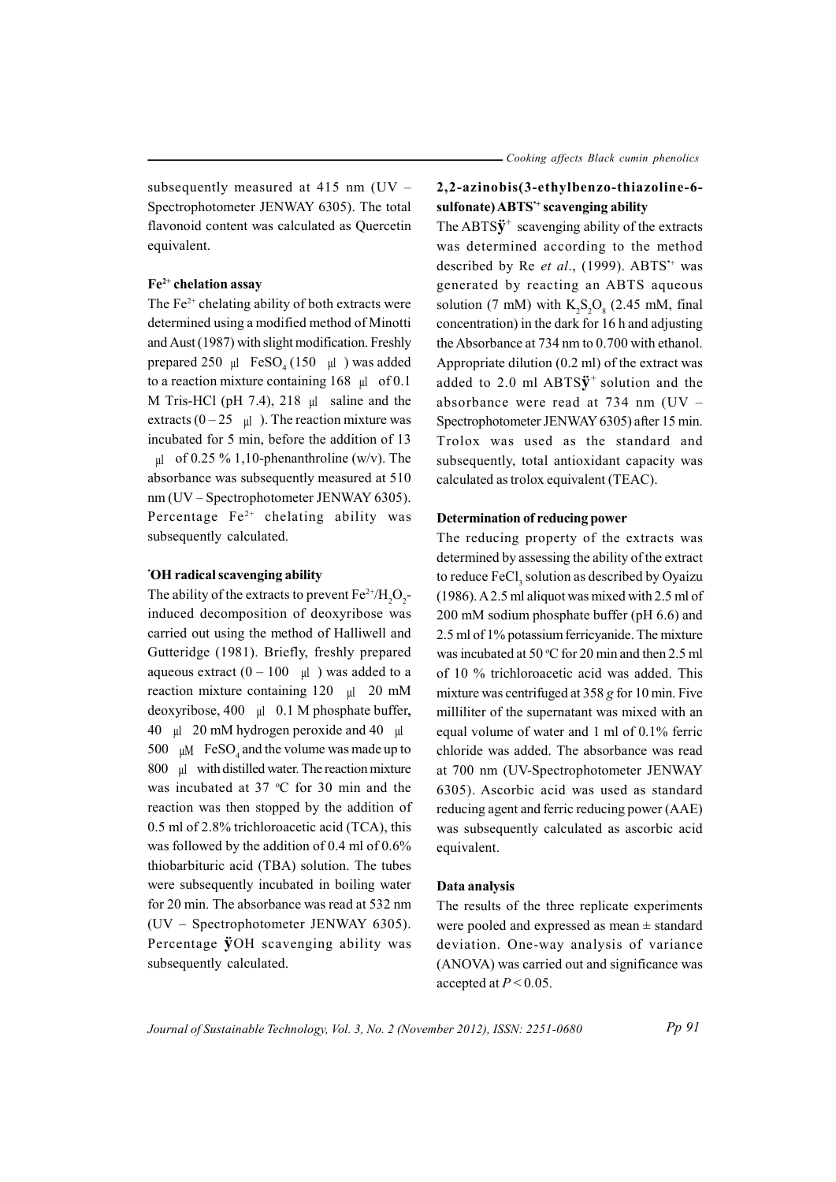subsequently measured at 415 nm (UV – Spectrophotometer JENWAY 6305). The total flavonoid content was calculated as Quercetin equivalent.

### $Fe^{2+}$ chelation assay

The $Fe^{2+}$ chelating ability of both extracts were determined using a modified method of Minotti and Aust (1987) with slight modification. Freshly prepared 250 µl $FeSO_4$ (150 µl ) was added to a reaction mixture containing 168 µl of 0.1 M Tris-HCl (pH 7.4), 218 µl saline and the extracts (0 – 25 µl ). The reaction mixture was incubated for 5 min, before the addition of 13 µl of 0.25 % 1,10-phenanthroline (w/v). The absorbance was subsequently measured at 510 nm (UV – Spectrophotometer JENWAY 6305). Percentage $Fe^{2+}$ chelating ability was subsequently calculated.

### $^{\bullet}$OH radical scavenging ability

The ability of the extracts to prevent $Fe^{2+}/H_2O_2$-induced decomposition of deoxyribose was carried out using the method of Halliwell and Gutteridge (1981). Briefly, freshly prepared aqueous extract (0 – 100 µl ) was added to a reaction mixture containing 120 µl 20 mM deoxyribose, 400 µl 0.1 M phosphate buffer, 40 µl 20 mM hydrogen peroxide and 40 µl 500 µM $FeSO_4$ and the volume was made up to 800 µl with distilled water. The reaction mixture was incubated at 37 °C for 30 min and the reaction was then stopped by the addition of 0.5 ml of 2.8% trichloroacetic acid (TCA), this was followed by the addition of 0.4 ml of 0.6% thiobarbituric acid (TBA) solution. The tubes were subsequently incubated in boiling water for 20 min. The absorbance was read at 532 nm (UV – Spectrophotometer JENWAY 6305). Percentage ÿOH scavenging ability was subsequently calculated.

### 2,2-azinobis(3-ethylbenzo-thiazoline-6-sulfonate) ABTS$^{\bullet+}$ scavenging ability

The ABTSÿ$^{+}$ scavenging ability of the extracts was determined according to the method described by Re *et al*., (1999). ABTS$^{\bullet+}$ was generated by reacting an ABTS aqueous solution (7 mM) with $K_2S_2O_8$ (2.45 mM, final concentration) in the dark for 16 h and adjusting the Absorbance at 734 nm to 0.700 with ethanol. Appropriate dilution (0.2 ml) of the extract was added to 2.0 ml ABTSÿ$^{+}$ solution and the absorbance were read at 734 nm (UV – Spectrophotometer JENWAY 6305) after 15 min. Trolox was used as the standard and subsequently, total antioxidant capacity was calculated as trolox equivalent (TEAC).

### Determination of reducing power

The reducing property of the extracts was determined by assessing the ability of the extract to reduce $FeCl_3$ solution as described by Oyaizu (1986). A 2.5 ml aliquot was mixed with 2.5 ml of 200 mM sodium phosphate buffer (pH 6.6) and 2.5 ml of 1% potassium ferricyanide. The mixture was incubated at 50 °C for 20 min and then 2.5 ml of 10 % trichloroacetic acid was added. This mixture was centrifuged at 358 *g* for 10 min. Five milliliter of the supernatant was mixed with an equal volume of water and 1 ml of 0.1% ferric chloride was added. The absorbance was read at 700 nm (UV-Spectrophotometer JENWAY 6305). Ascorbic acid was used as standard reducing agent and ferric reducing power (AAE) was subsequently calculated as ascorbic acid equivalent.

### Data analysis

The results of the three replicate experiments were pooled and expressed as mean ± standard deviation. One-way analysis of variance (ANOVA) was carried out and significance was accepted at $P < 0.05$.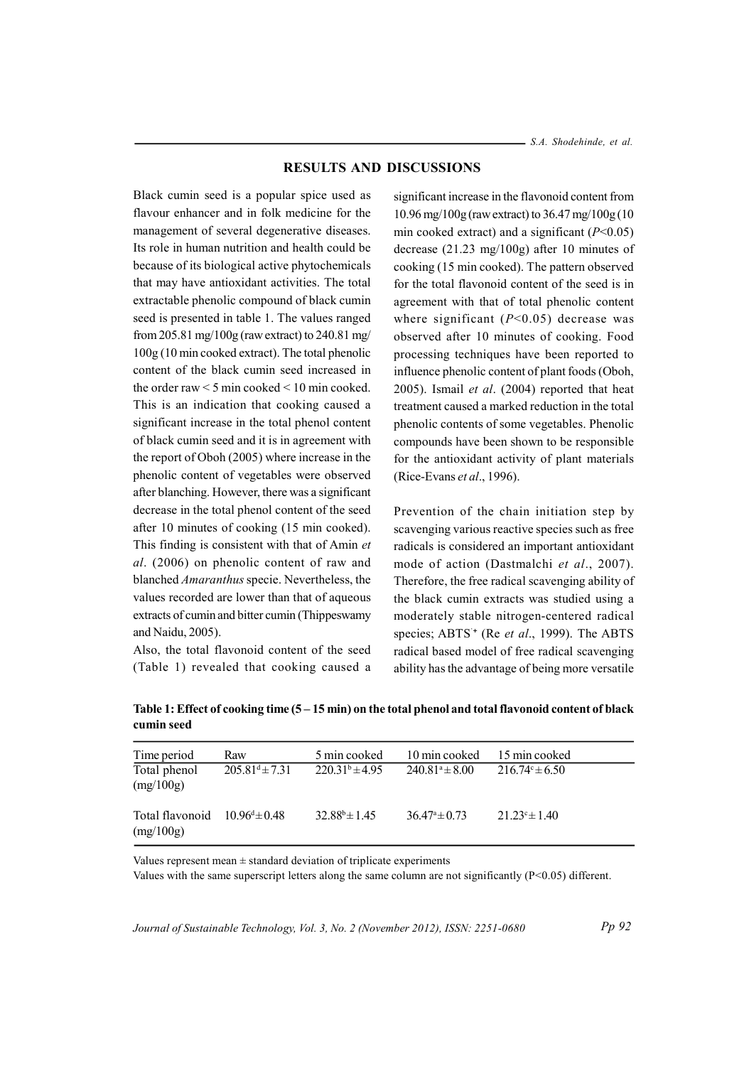## RESULTS AND DISCUSSIONS

Black cumin seed is a popular spice used as flavour enhancer and in folk medicine for the management of several degenerative diseases. Its role in human nutrition and health could be because of its biological active phytochemicals that may have antioxidant activities. The total extractable phenolic compound of black cumin seed is presented in table 1. The values ranged from 205.81 mg/100g (raw extract) to 240.81 mg/100g (10 min cooked extract). The total phenolic content of the black cumin seed increased in the order raw < 5 min cooked < 10 min cooked. This is an indication that cooking caused a significant increase in the total phenol content of black cumin seed and it is in agreement with the report of Oboh (2005) where increase in the phenolic content of vegetables were observed after blanching. However, there was a significant decrease in the total phenol content of the seed after 10 minutes of cooking (15 min cooked). This finding is consistent with that of Amin *et al*. (2006) on phenolic content of raw and blanched *Amaranthus* specie. Nevertheless, the values recorded are lower than that of aqueous extracts of cumin and bitter cumin (Thippeswamy and Naidu, 2005).

Also, the total flavonoid content of the seed (Table 1) revealed that cooking caused a significant increase in the flavonoid content from 10.96 mg/100g (raw extract) to 36.47 mg/100g (10 min cooked extract) and a significant ($P<0.05$) decrease (21.23 mg/100g) after 10 minutes of cooking (15 min cooked). The pattern observed for the total flavonoid content of the seed is in agreement with that of total phenolic content where significant ($P<0.05$) decrease was observed after 10 minutes of cooking. Food processing techniques have been reported to influence phenolic content of plant foods (Oboh, 2005). Ismail *et al*. (2004) reported that heat treatment caused a marked reduction in the total phenolic contents of some vegetables. Phenolic compounds have been shown to be responsible for the antioxidant activity of plant materials (Rice-Evans *et al*., 1996).

Prevention of the chain initiation step by scavenging various reactive species such as free radicals is considered an important antioxidant mode of action (Dastmalchi *et al*., 2007). Therefore, the free radical scavenging ability of the black cumin extracts was studied using a moderately stable nitrogen-centered radical species; $ABTS^{\cdot+}$ (Re *et al*., 1999). The ABTS radical based model of free radical scavenging ability has the advantage of being more versatile

**Table 1: Effect of cooking time (5 – 15 min) on the total phenol and total flavonoid content of black cumin seed**

| Time period | Raw | 5 min cooked | 10 min cooked | 15 min cooked |
|---|---|---|---|---|
| Total phenol (mg/100g) | $205.81^{d} \pm 7.31$ | $220.31^{b} \pm 4.95$ | $240.81^{a} \pm 8.00$ | $216.74^{c} \pm 6.50$ |
| Total flavonoid (mg/100g) | $10.96^{d} \pm 0.48$ | $32.88^{b} \pm 1.45$ | $36.47^{a} \pm 0.73$ | $21.23^{c} \pm 1.40$ |

Values represent mean ± standard deviation of triplicate experiments

Values with the same superscript letters along the same column are not significantly ($P<0.05$) different.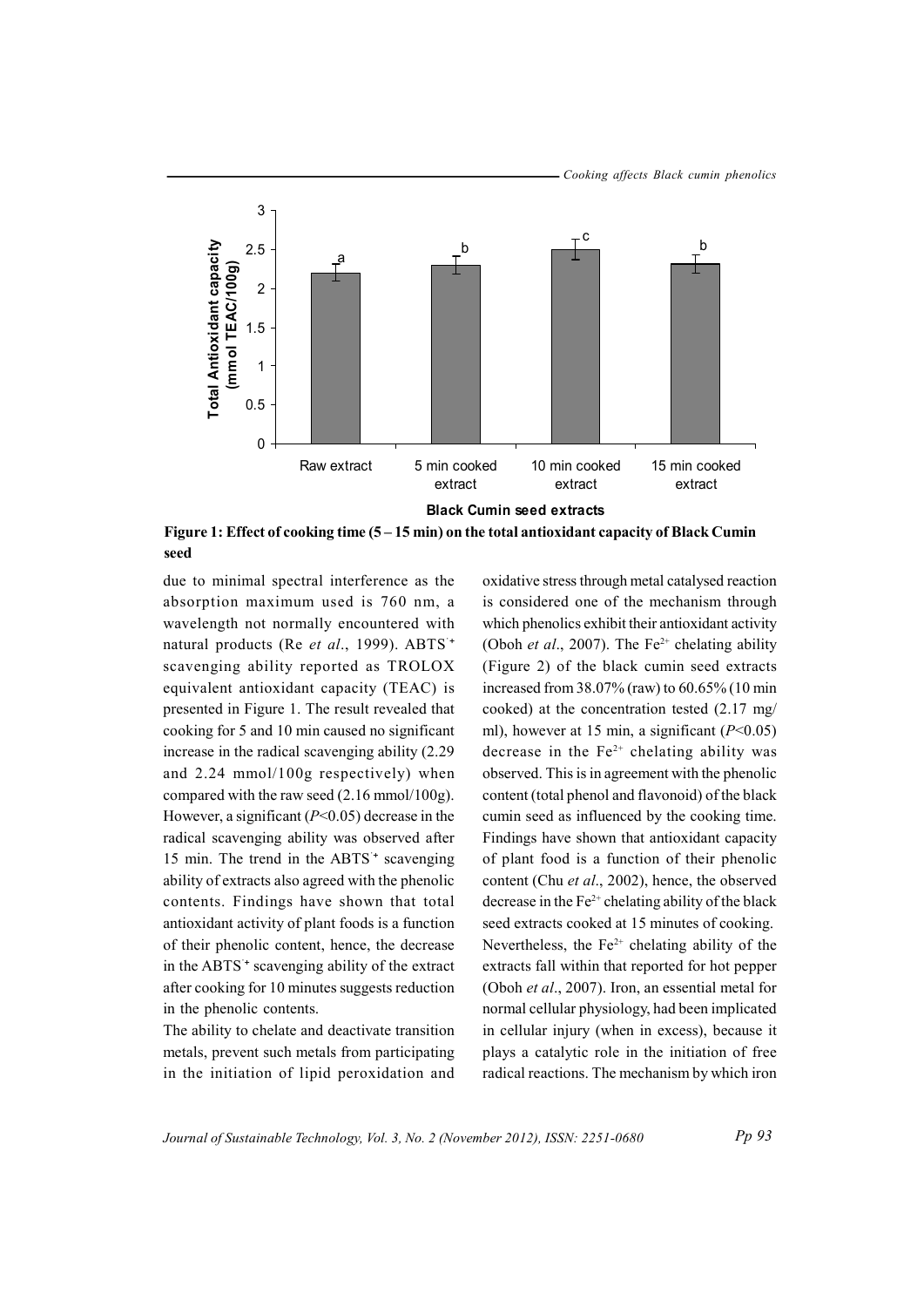**Figure 1: Effect of cooking time (5 – 15 min) on the total antioxidant capacity of Black Cumin seed**

due to minimal spectral interference as the absorption maximum used is 760 nm, a wavelength not normally encountered with natural products (Re *et al*., 1999). $ABTS^{\cdot+}$ scavenging ability reported as TROLOX equivalent antioxidant capacity (TEAC) is presented in Figure 1. The result revealed that cooking for 5 and 10 min caused no significant increase in the radical scavenging ability (2.29 and 2.24 mmol/100g respectively) when compared with the raw seed (2.16 mmol/100g). However, a significant ($P$<0.05) decrease in the radical scavenging ability was observed after 15 min. The trend in the $ABTS^{\cdot+}$ scavenging ability of extracts also agreed with the phenolic contents. Findings have shown that total antioxidant activity of plant foods is a function of their phenolic content, hence, the decrease in the $ABTS^{\cdot+}$ scavenging ability of the extract after cooking for 10 minutes suggests reduction in the phenolic contents.

The ability to chelate and deactivate transition metals, prevent such metals from participating in the initiation of lipid peroxidation and oxidative stress through metal catalysed reaction is considered one of the mechanism through which phenolics exhibit their antioxidant activity (Oboh *et al*., 2007). The $Fe^{2+}$ chelating ability (Figure 2) of the black cumin seed extracts increased from 38.07% (raw) to 60.65% (10 min cooked) at the concentration tested (2.17 mg/ml), however at 15 min, a significant ($P$<0.05) decrease in the $Fe^{2+}$ chelating ability was observed. This is in agreement with the phenolic content (total phenol and flavonoid) of the black cumin seed as influenced by the cooking time. Findings have shown that antioxidant capacity of plant food is a function of their phenolic content (Chu *et al*., 2002), hence, the observed decrease in the $Fe^{2+}$ chelating ability of the black seed extracts cooked at 15 minutes of cooking. Nevertheless, the $Fe^{2+}$ chelating ability of the extracts fall within that reported for hot pepper (Oboh *et al*., 2007). Iron, an essential metal for normal cellular physiology, had been implicated in cellular injury (when in excess), because it plays a catalytic role in the initiation of free radical reactions. The mechanism by which iron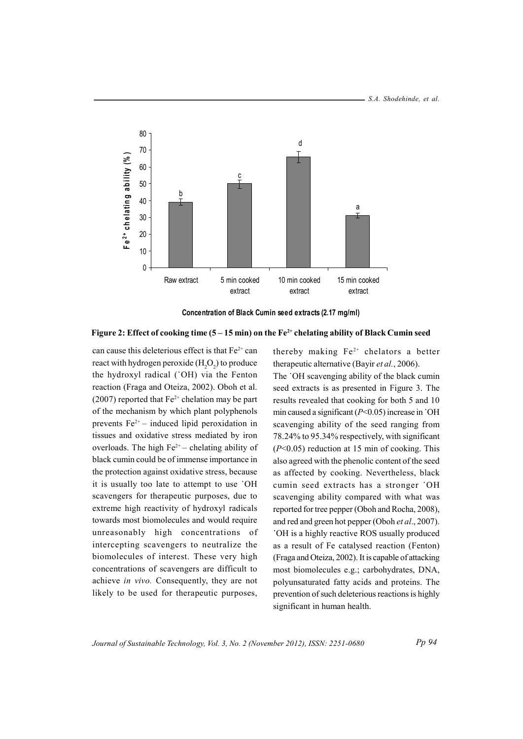**Figure 2: Effect of cooking time (5 – 15 min) on the $Fe^{2+}$ chelating ability of Black Cumin seed**

can cause this deleterious effect is that $Fe^{2+}$ can react with hydrogen peroxide ($H_2O_2$) to produce the hydroxyl radical (˙OH) via the Fenton reaction (Fraga and Oteiza, 2002). Oboh et al. (2007) reported that $Fe^{2+}$ chelation may be part of the mechanism by which plant polyphenols prevents $Fe^{2+}$ – induced lipid peroxidation in tissues and oxidative stress mediated by iron overloads. The high $Fe^{2+}$ – chelating ability of black cumin could be of immense importance in the protection against oxidative stress, because it is usually too late to attempt to use ˙OH scavengers for therapeutic purposes, due to extreme high reactivity of hydroxyl radicals towards most biomolecules and would require unreasonably high concentrations of intercepting scavengers to neutralize the biomolecules of interest. These very high concentrations of scavengers are difficult to achieve *in vivo.* Consequently, they are not likely to be used for therapeutic purposes, thereby making $Fe^{2+}$ chelators a better therapeutic alternative (Bayir *et al.*, 2006).

The ˙OH scavenging ability of the black cumin seed extracts is as presented in Figure 3. The results revealed that cooking for both 5 and 10 min caused a significant ($P$<0.05) increase in ˙OH scavenging ability of the seed ranging from 78.24% to 95.34% respectively, with significant ($P$<0.05) reduction at 15 min of cooking. This also agreed with the phenolic content of the seed as affected by cooking. Nevertheless, black cumin seed extracts has a stronger ˙OH scavenging ability compared with what was reported for tree pepper (Oboh and Rocha, 2008), and red and green hot pepper (Oboh *et al*., 2007). ˙OH is a highly reactive ROS usually produced as a result of Fe catalysed reaction (Fenton) (Fraga and Oteiza, 2002). It is capable of attacking most biomolecules e.g.; carbohydrates, DNA, polyunsaturated fatty acids and proteins. The prevention of such deleterious reactions is highly significant in human health.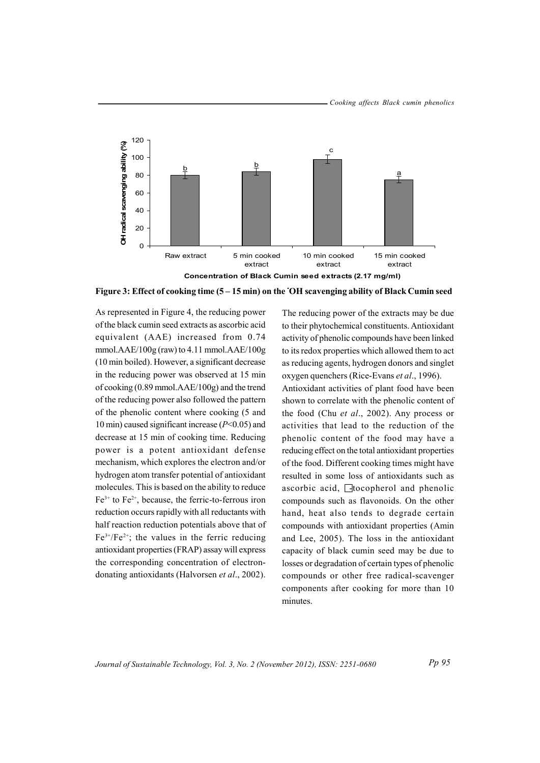Figure 3: Effect of cooking time (5 – 15 min) on the $^{\cdot}OH$ scavenging ability of Black Cumin seed

As represented in Figure 4, the reducing power of the black cumin seed extracts as ascorbic acid equivalent (AAE) increased from 0.74 mmol.AAE/100g (raw) to 4.11 mmol.AAE/100g (10 min boiled). However, a significant decrease in the reducing power was observed at 15 min of cooking (0.89 mmol.AAE/100g) and the trend of the reducing power also followed the pattern of the phenolic content where cooking (5 and 10 min) caused significant increase ($P<0.05$) and decrease at 15 min of cooking time. Reducing power is a potent antioxidant defense mechanism, which explores the electron and/or hydrogen atom transfer potential of antioxidant molecules. This is based on the ability to reduce $Fe^{3+}$ to $Fe^{2+}$, because, the ferric-to-ferrous iron reduction occurs rapidly with all reductants with half reaction reduction potentials above that of $Fe^{3+}/Fe^{2+}$; the values in the ferric reducing antioxidant properties (FRAP) assay will express the corresponding concentration of electron-donating antioxidants (Halvorsen *et al*., 2002).

The reducing power of the extracts may be due to their phytochemical constituents. Antioxidant activity of phenolic compounds have been linked to its redox properties which allowed them to act as reducing agents, hydrogen donors and singlet oxygen quenchers (Rice-Evans *et al*., 1996).

Antioxidant activities of plant food have been shown to correlate with the phenolic content of the food (Chu *et al*., 2002). Any process or activities that lead to the reduction of the phenolic content of the food may have a reducing effect on the total antioxidant properties of the food. Different cooking times might have resulted in some loss of antioxidants such as ascorbic acid, □-tocopherol and phenolic compounds such as flavonoids. On the other hand, heat also tends to degrade certain compounds with antioxidant properties (Amin and Lee, 2005). The loss in the antioxidant capacity of black cumin seed may be due to losses or degradation of certain types of phenolic compounds or other free radical-scavenger components after cooking for more than 10 minutes.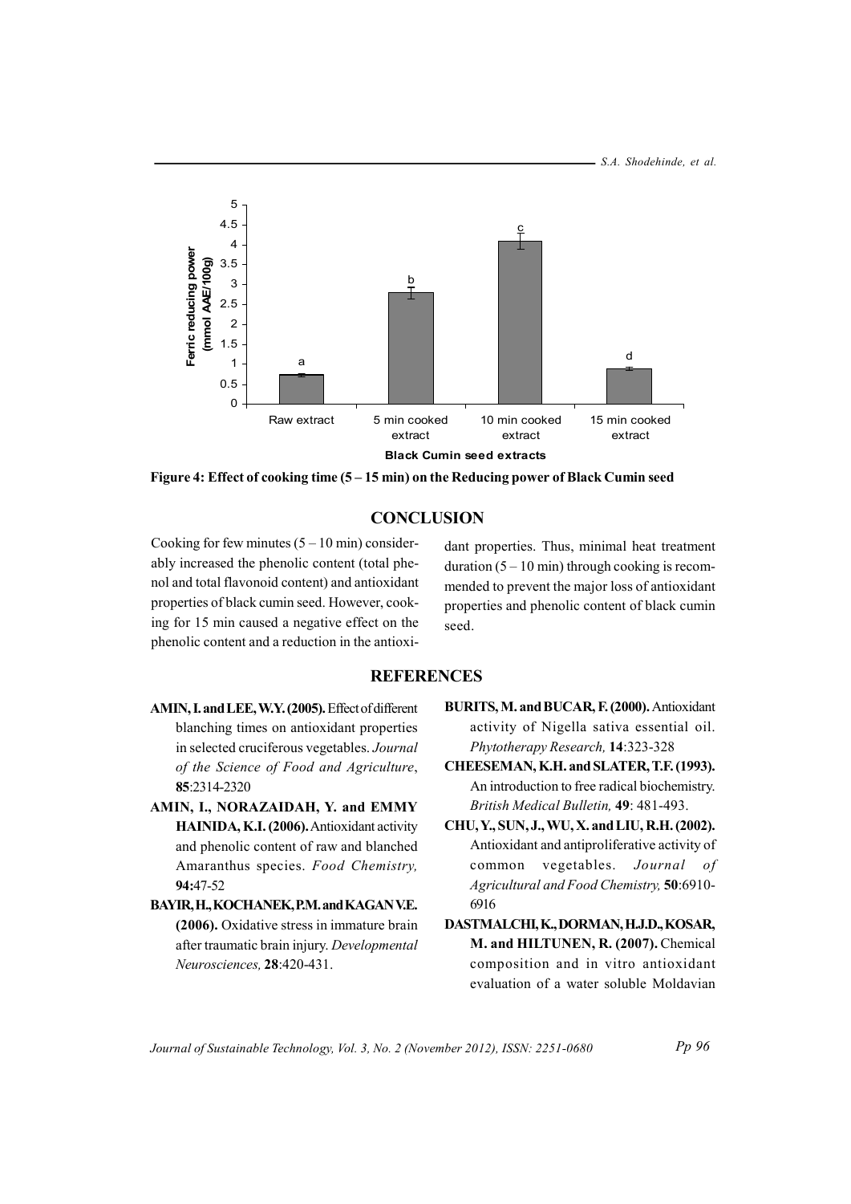Figure 4: Effect of cooking time (5 – 15 min) on the Reducing power of Black Cumin seed

## CONCLUSION

Cooking for few minutes (5 – 10 min) considerably increased the phenolic content (total phenol and total flavonoid content) and antioxidant properties of black cumin seed. However, cooking for 15 min caused a negative effect on the phenolic content and a reduction in the antioxidant properties. Thus, minimal heat treatment duration (5 – 10 min) through cooking is recommended to prevent the major loss of antioxidant properties and phenolic content of black cumin seed.

## REFERENCES

**AMIN, I. and LEE, W.Y. (2005).** Effect of different blanching times on antioxidant properties in selected cruciferous vegetables. *Journal of the Science of Food and Agriculture*, **85**:2314-2320

**AMIN, I., NORAZAIDAH, Y. and EMMY HAINIDA, K.I. (2006).** Antioxidant activity and phenolic content of raw and blanched Amaranthus species. *Food Chemistry,* **94:**47-52

**BAYIR, H., KOCHANEK, P.M. and KAGAN V.E. (2006).** Oxidative stress in immature brain after traumatic brain injury. *Developmental Neurosciences,* **28**:420-431.

**BURITS, M. and BUCAR, F. (2000).** Antioxidant activity of Nigella sativa essential oil. *Phytotherapy Research,* **14**:323-328

**CHEESEMAN, K.H. and SLATER, T.F. (1993).** An introduction to free radical biochemistry. *British Medical Bulletin,* **49**: 481-493.

**CHU, Y., SUN, J., WU, X. and LIU, R.H. (2002).** Antioxidant and antiproliferative activity of common vegetables. *Journal of Agricultural and Food Chemistry,* **50**:6910-6916

**DASTMALCHI, K., DORMAN, H.J.D., KOSAR, M. and HILTUNEN, R. (2007).** Chemical composition and in vitro antioxidant evaluation of a water soluble Moldavian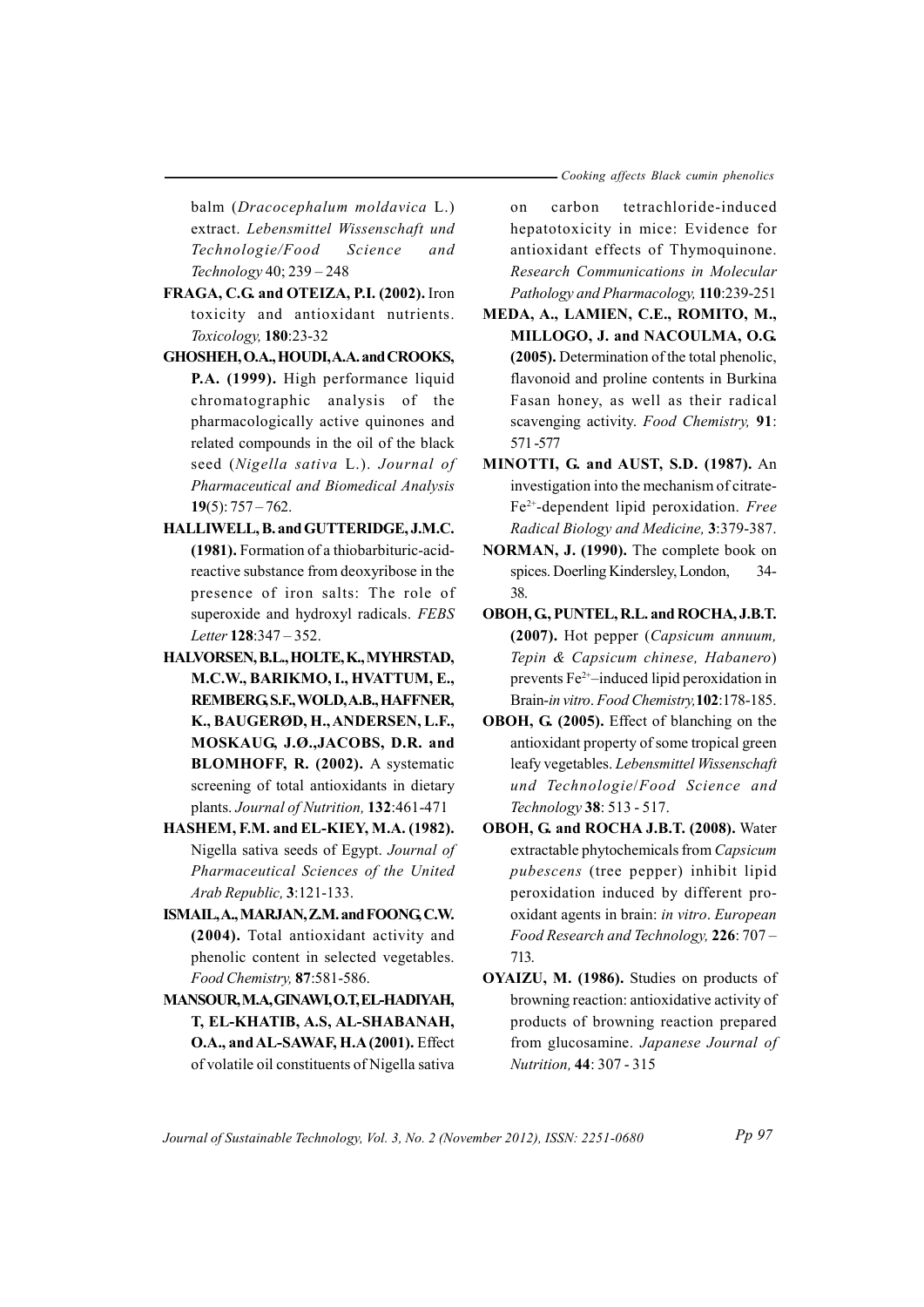balm (*Dracocephalum moldavica* L.) extract. *Lebensmittel Wissenschaft und Technologie/Food Science and Technology* 40; 239 – 248

**FRAGA, C.G. and OTEIZA, P.I. (2002).** Iron toxicity and antioxidant nutrients. *Toxicology,* **180**:23-32

**GHOSHEH, O.A., HOUDI, A.A. and CROOKS, P.A. (1999).** High performance liquid chromatographic analysis of the pharmacologically active quinones and related compounds in the oil of the black seed (*Nigella sativa* L.). *Journal of Pharmaceutical and Biomedical Analysis* **19**(5): 757 – 762.

**HALLIWELL, B. and GUTTERIDGE, J.M.C. (1981).** Formation of a thiobarbituric-acid-reactive substance from deoxyribose in the presence of iron salts: The role of superoxide and hydroxyl radicals. *FEBS Letter* **128**:347 – 352.

**HALVORSEN, B.L., HOLTE, K., MYHRSTAD, M.C.W., BARIKMO, I., HVATTUM, E., REMBERG, S.F., WOLD, A.B., HAFFNER, K., BAUGERØD, H., ANDERSEN, L.F., MOSKAUG, J.Ø., JACOBS, D.R. and BLOMHOFF, R. (2002).** A systematic screening of total antioxidants in dietary plants. *Journal of Nutrition,* **132**:461-471

**HASHEM, F.M. and EL-KIEY, M.A. (1982).** Nigella sativa seeds of Egypt. *Journal of Pharmaceutical Sciences of the United Arab Republic,* **3**:121-133.

**ISMAIL, A., MARJAN, Z.M. and FOONG, C.W. (2004).** Total antioxidant activity and phenolic content in selected vegetables. *Food Chemistry,* **87**:581-586.

**MANSOUR, M.A, GINAWI, O.T, EL-HADIYAH, T, EL-KHATIB, A.S, AL-SHABANAH, O.A., and AL-SAWAF, H.A (2001).** Effect of volatile oil constituents of Nigella sativa on carbon tetrachloride-induced hepatotoxicity in mice: Evidence for antioxidant effects of Thymoquinone. *Research Communications in Molecular Pathology and Pharmacology,* **110**:239-251

**MEDA, A., LAMIEN, C.E., ROMITO, M., MILLOGO, J. and NACOULMA, O.G. (2005).** Determination of the total phenolic, flavonoid and proline contents in Burkina Fasan honey, as well as their radical scavenging activity. *Food Chemistry,* **91**: 571 -577

**MINOTTI, G. and AUST, S.D. (1987).** An investigation into the mechanism of citrate-$Fe^{2+}$-dependent lipid peroxidation. *Free Radical Biology and Medicine,* **3**:379-387.

**NORMAN, J. (1990).** The complete book on spices. Doerling Kindersley, London, 34-38.

**OBOH, G., PUNTEL, R.L. and ROCHA, J.B.T. (2007).** Hot pepper (*Capsicum annuum, Tepin & Capsicum chinese, Habanero*) prevents $Fe^{2+}$–induced lipid peroxidation in Brain-*in vitro*. *Food Chemistry,* **102**:178-185.

**OBOH, G. (2005).** Effect of blanching on the antioxidant property of some tropical green leafy vegetables. *Lebensmittel Wissenschaft und Technologie/Food Science and Technology* **38**: 513 - 517.

**OBOH, G. and ROCHA J.B.T. (2008).** Water extractable phytochemicals from *Capsicum pubescens* (tree pepper) inhibit lipid peroxidation induced by different pro-oxidant agents in brain: *in vitro*. *European Food Research and Technology,* **226**: 707 – 713.

**OYAIZU, M. (1986).** Studies on products of browning reaction: antioxidative activity of products of browning reaction prepared from glucosamine. *Japanese Journal of Nutrition,* **44**: 307 - 315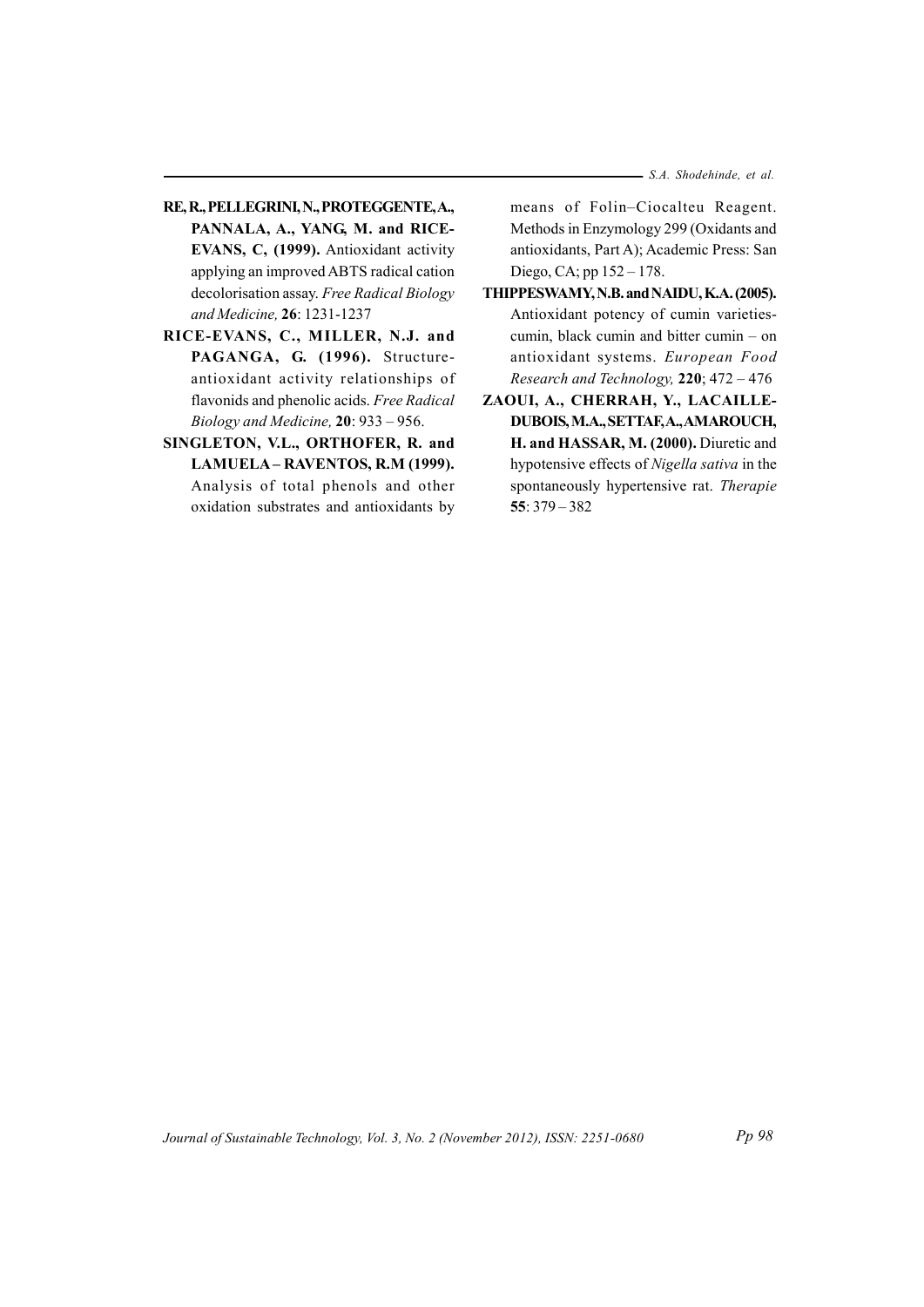**RE, R., PELLEGRINI, N., PROTEGGENTE, A., PANNALA, A., YANG, M. and RICE-EVANS, C, (1999).** Antioxidant activity applying an improved ABTS radical cation decolorisation assay. *Free Radical Biology and Medicine,* **26**: 1231-1237

**RICE-EVANS, C., MILLER, N.J. and PAGANGA, G. (1996).** Structure-antioxidant activity relationships of flavonids and phenolic acids. *Free Radical Biology and Medicine,* **20**: 933 – 956.

**SINGLETON, V.L., ORTHOFER, R. and LAMUELA – RAVENTOS, R.M (1999).** Analysis of total phenols and other oxidation substrates and antioxidants by means of Folin–Ciocalteu Reagent. Methods in Enzymology 299 (Oxidants and antioxidants, Part A); Academic Press: San Diego, CA; pp 152 – 178.

**THIPPESWAMY, N.B. and NAIDU, K.A. (2005).** Antioxidant potency of cumin varieties-cumin, black cumin and bitter cumin – on antioxidant systems. *European Food Research and Technology,* **220**; 472 – 476

**ZAOUI, A., CHERRAH, Y., LACAILLE-DUBOIS, M.A., SETTAF, A., AMAROUCH, H. and HASSAR, M. (2000).** Diuretic and hypotensive effects of *Nigella sativa* in the spontaneously hypertensive rat. *Therapie* **55**: 379 – 382